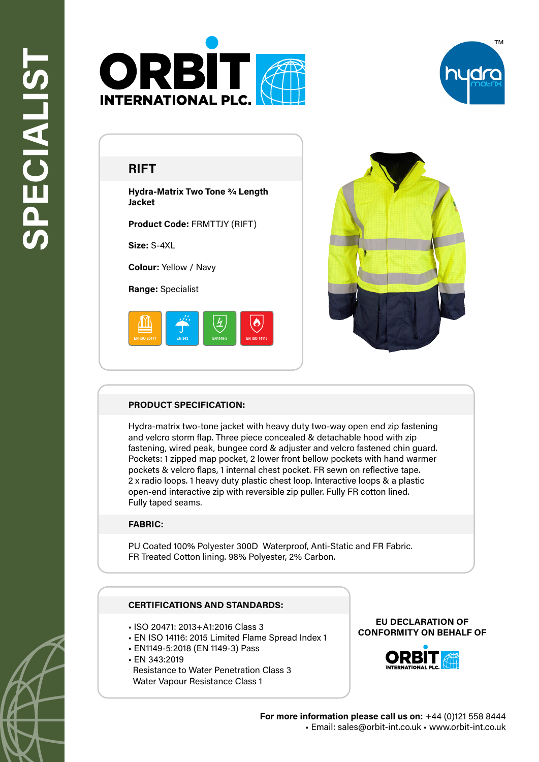SPECIALIST

# ORBIT INTERNATIONAL PLC.

hydra matrix™

## RIFT

**Hydra-Matrix Two Tone ¾ Length Jacket**

**Product Code:** FRMTTJY (RIFT)

**Size:** S-4XL

**Colour:** Yellow / Navy

**Range:** Specialist

EN ISO 20471 | EN 343 | EN1149-5 | EN ISO 14116

### PRODUCT SPECIFICATION:

Hydra-matrix two-tone jacket with heavy duty two-way open end zip fastening and velcro storm flap. Three piece concealed & detachable hood with zip fastening, wired peak, bungee cord & adjuster and velcro fastened chin guard. Pockets: 1 zipped map pocket, 2 lower front bellow pockets with hand warmer pockets & velcro flaps, 1 internal chest pocket. FR sewn on reflective tape. 2 x radio loops. 1 heavy duty plastic chest loop. Interactive loops & a plastic open-end interactive zip with reversible zip puller. Fully FR cotton lined. Fully taped seams.

### FABRIC:

PU Coated 100% Polyester 300D Waterproof, Anti-Static and FR Fabric.
FR Treated Cotton lining. 98% Polyester, 2% Carbon.

### CERTIFICATIONS AND STANDARDS:

- ISO 20471: 2013+A1:2016 Class 3
- EN ISO 14116: 2015 Limited Flame Spread Index 1
- EN1149-5:2018 (EN 1149-3) Pass
- EN 343:2019
  Resistance to Water Penetration Class 3
  Water Vapour Resistance Class 1

**EU DECLARATION OF CONFORMITY ON BEHALF OF**

ORBIT INTERNATIONAL PLC.

**For more information please call us on:** +44 (0)121 558 8444
▪ Email: sales@orbit-int.co.uk ▪ www.orbit-int.co.uk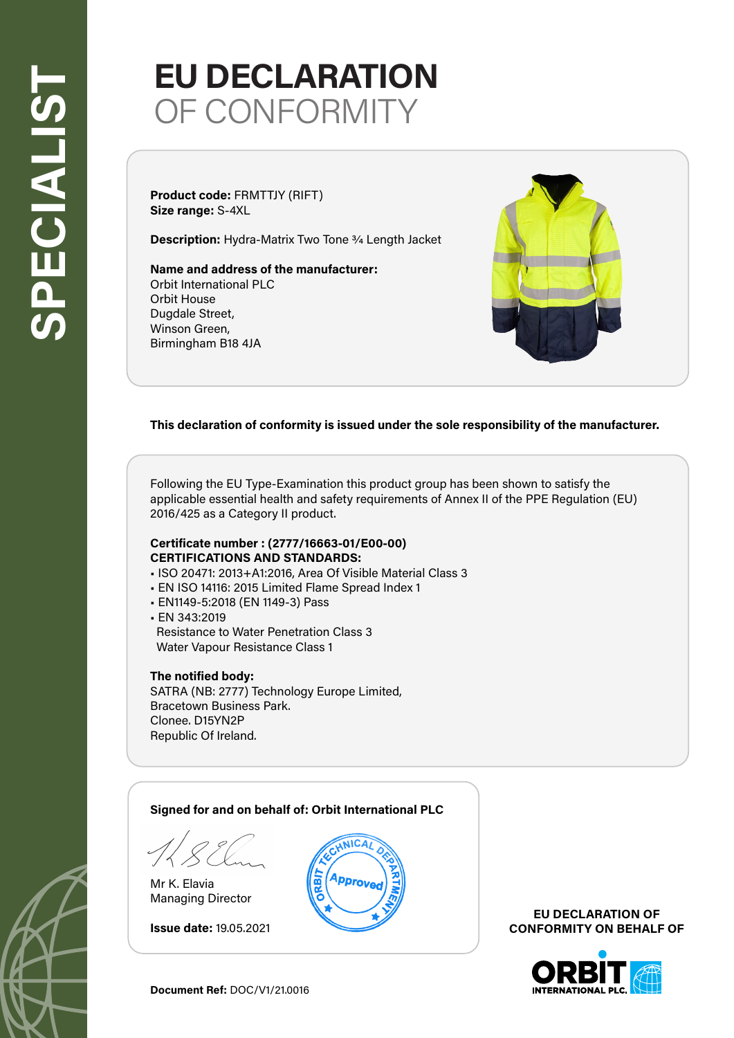SPECIALIST

# EU DECLARATION OF CONFORMITY

**Product code:** FRMTTJY (RIFT)
**Size range:** S-4XL

**Description:** Hydra-Matrix Two Tone ¾ Length Jacket

**Name and address of the manufacturer:**
Orbit International PLC
Orbit House
Dugdale Street,
Winson Green,
Birmingham B18 4JA

**This declaration of conformity is issued under the sole responsibility of the manufacturer.**

Following the EU Type-Examination this product group has been shown to satisfy the applicable essential health and safety requirements of Annex II of the PPE Regulation (EU) 2016/425 as a Category II product.

**Certificate number : (2777/16663-01/E00-00)**
**CERTIFICATIONS AND STANDARDS:**

- ISO 20471: 2013+A1:2016, Area Of Visible Material Class 3
- EN ISO 14116: 2015 Limited Flame Spread Index 1
- EN1149-5:2018 (EN 1149-3) Pass
- EN 343:2019
  Resistance to Water Penetration Class 3
  Water Vapour Resistance Class 1

**The notified body:**
SATRA (NB: 2777) Technology Europe Limited,
Bracetown Business Park.
Clonee. D15YN2P
Republic Of Ireland.

**Signed for and on behalf of: Orbit International PLC**

Mr K. Elavia
Managing Director

**Issue date:** 19.05.2021

ORBIT TECHNICAL DEPARTMENT Approved

**EU DECLARATION OF CONFORMITY ON BEHALF OF**

ORBIT INTERNATIONAL PLC.

**Document Ref:** DOC/V1/21.0016